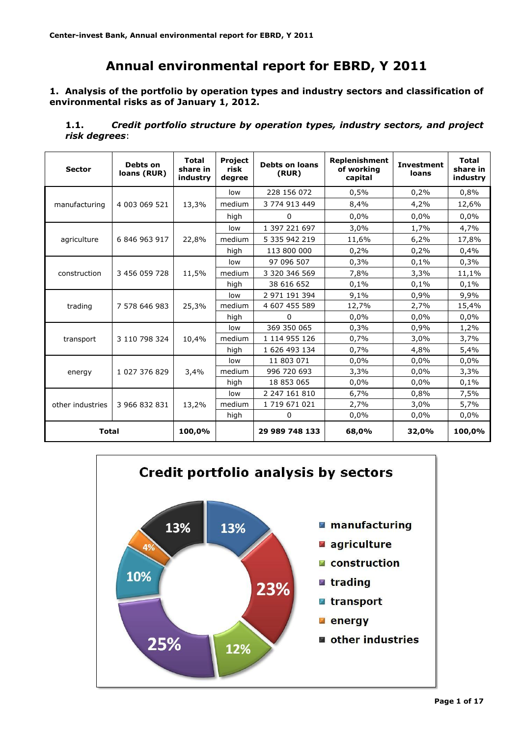# Annual environmental report for EBRD, Y 2011

## 1. Analysis of the portfolio by operation types and industry sectors and classification of environmental risks as of January 1, 2012.

### 1.1. *Credit portfolio structure by operation types, industry sectors, and project risk degrees*:

| Sector | Debts on loans (RUR) | Total share in industry | Project risk degree | Debts on loans (RUR) | Replenishment of working capital | Investment loans | Total share in industry |
|---|---|---|---|---|---|---|---|
| manufacturing | 4 003 069 521 | 13,3% | low | 228 156 072 | 0,5% | 0,2% | 0,8% |
| | | | medium | 3 774 913 449 | 8,4% | 4,2% | 12,6% |
| | | | high | 0 | 0,0% | 0,0% | 0,0% |
| agriculture | 6 846 963 917 | 22,8% | low | 1 397 221 697 | 3,0% | 1,7% | 4,7% |
| | | | medium | 5 335 942 219 | 11,6% | 6,2% | 17,8% |
| | | | high | 113 800 000 | 0,2% | 0,2% | 0,4% |
| construction | 3 456 059 728 | 11,5% | low | 97 096 507 | 0,3% | 0,1% | 0,3% |
| | | | medium | 3 320 346 569 | 7,8% | 3,3% | 11,1% |
| | | | high | 38 616 652 | 0,1% | 0,1% | 0,1% |
| trading | 7 578 646 983 | 25,3% | low | 2 971 191 394 | 9,1% | 0,9% | 9,9% |
| | | | medium | 4 607 455 589 | 12,7% | 2,7% | 15,4% |
| | | | high | 0 | 0,0% | 0,0% | 0,0% |
| transport | 3 110 798 324 | 10,4% | low | 369 350 065 | 0,3% | 0,9% | 1,2% |
| | | | medium | 1 114 955 126 | 0,7% | 3,0% | 3,7% |
| | | | high | 1 626 493 134 | 0,7% | 4,8% | 5,4% |
| energy | 1 027 376 829 | 3,4% | low | 11 803 071 | 0,0% | 0,0% | 0,0% |
| | | | medium | 996 720 693 | 3,3% | 0,0% | 3,3% |
| | | | high | 18 853 065 | 0,0% | 0,0% | 0,1% |
| other industries | 3 966 832 831 | 13,2% | low | 2 247 161 810 | 6,7% | 0,8% | 7,5% |
| | | | medium | 1 719 671 021 | 2,7% | 3,0% | 5,7% |
| | | | high | 0 | 0,0% | 0,0% | 0,0% |
| **Total** | | **100,0%** | | **29 989 748 133** | **68,0%** | **32,0%** | **100,0%** |

**Credit portfolio analysis by sectors**

- manufacturing: 13%
- agriculture: 23%
- construction: 12%
- trading: 25%
- transport: 10%
- energy: 4%
- other industries: 13%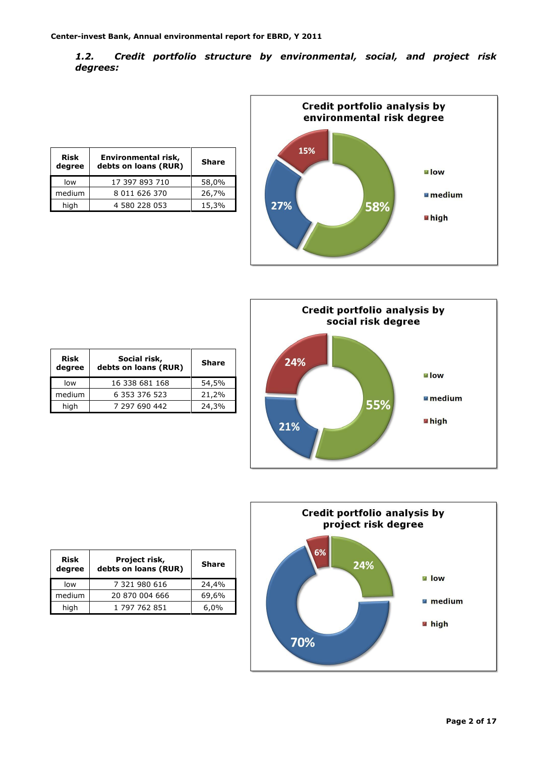### 1.2. *Credit portfolio structure by environmental, social, and project risk degrees:*

| Risk degree | Environmental risk, debts on loans (RUR) | Share |
|---|---|---|
| low | 17 397 893 710 | 58,0% |
| medium | 8 011 626 370 | 26,7% |
| high | 4 580 228 053 | 15,3% |

**Credit portfolio analysis by environmental risk degree**

- low: 58%
- medium: 27%
- high: 15%

| Risk degree | Social risk, debts on loans (RUR) | Share |
|---|---|---|
| low | 16 338 681 168 | 54,5% |
| medium | 6 353 376 523 | 21,2% |
| high | 7 297 690 442 | 24,3% |

**Credit portfolio analysis by social risk degree**

- low: 55%
- medium: 21%
- high: 24%

| Risk degree | Project risk, debts on loans (RUR) | Share |
|---|---|---|
| low | 7 321 980 616 | 24,4% |
| medium | 20 870 004 666 | 69,6% |
| high | 1 797 762 851 | 6,0% |

**Credit portfolio analysis by project risk degree**

- low: 24%
- medium: 70%
- high: 6%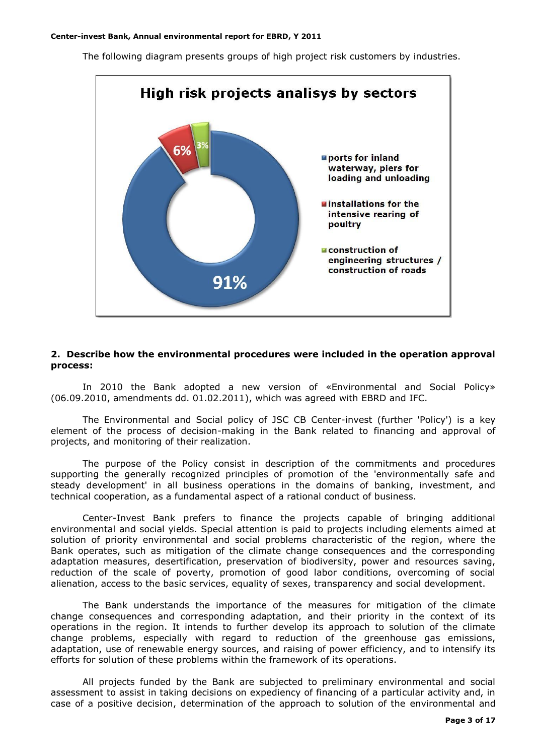The following diagram presents groups of high project risk customers by industries.

**High risk projects analisys by sectors**

- ports for inland waterway, piers for loading and unloading — 91%
- installations for the intensive rearing of poultry — 6%
- construction of engineering structures / construction of roads — 3%

**2. Describe how the environmental procedures were included in the operation approval process:**

In 2010 the Bank adopted a new version of «Environmental and Social Policy» (06.09.2010, amendments dd. 01.02.2011), which was agreed with EBRD and IFC.

The Environmental and Social policy of JSC CB Center-invest (further 'Policy') is a key element of the process of decision-making in the Bank related to financing and approval of projects, and monitoring of their realization.

The purpose of the Policy consist in description of the commitments and procedures supporting the generally recognized principles of promotion of the 'environmentally safe and steady development' in all business operations in the domains of banking, investment, and technical cooperation, as a fundamental aspect of a rational conduct of business.

Center-Invest Bank prefers to finance the projects capable of bringing additional environmental and social yields. Special attention is paid to projects including elements aimed at solution of priority environmental and social problems characteristic of the region, where the Bank operates, such as mitigation of the climate change consequences and the corresponding adaptation measures, desertification, preservation of biodiversity, power and resources saving, reduction of the scale of poverty, promotion of good labor conditions, overcoming of social alienation, access to the basic services, equality of sexes, transparency and social development.

The Bank understands the importance of the measures for mitigation of the climate change consequences and corresponding adaptation, and their priority in the context of its operations in the region. It intends to further develop its approach to solution of the climate change problems, especially with regard to reduction of the greenhouse gas emissions, adaptation, use of renewable energy sources, and raising of power efficiency, and to intensify its efforts for solution of these problems within the framework of its operations.

All projects funded by the Bank are subjected to preliminary environmental and social assessment to assist in taking decisions on expediency of financing of a particular activity and, in case of a positive decision, determination of the approach to solution of the environmental and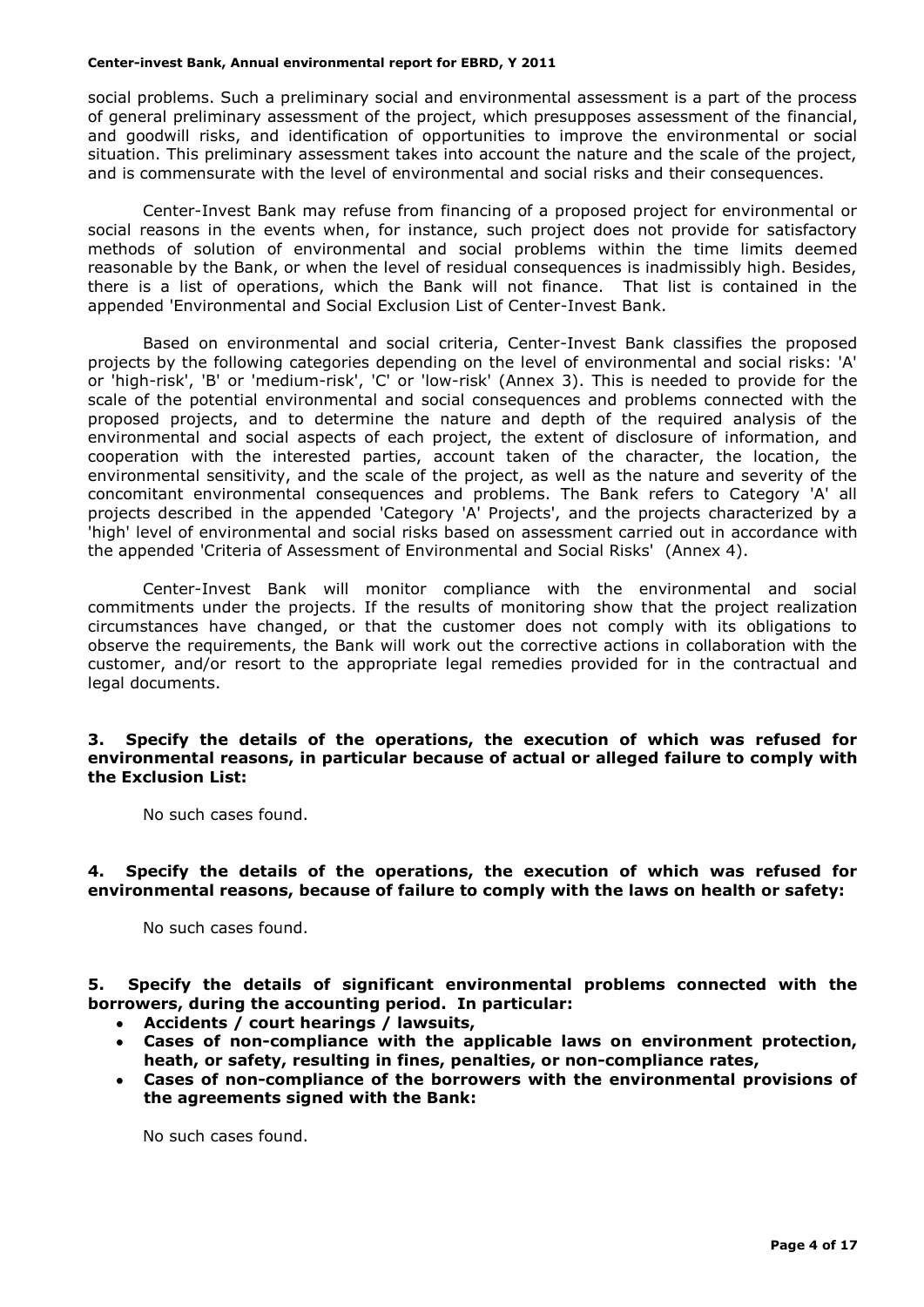social problems. Such a preliminary social and environmental assessment is a part of the process of general preliminary assessment of the project, which presupposes assessment of the financial, and goodwill risks, and identification of opportunities to improve the environmental or social situation. This preliminary assessment takes into account the nature and the scale of the project, and is commensurate with the level of environmental and social risks and their consequences.

Center-Invest Bank may refuse from financing of a proposed project for environmental or social reasons in the events when, for instance, such project does not provide for satisfactory methods of solution of environmental and social problems within the time limits deemed reasonable by the Bank, or when the level of residual consequences is inadmissibly high. Besides, there is a list of operations, which the Bank will not finance. That list is contained in the appended 'Environmental and Social Exclusion List of Center-Invest Bank.

Based on environmental and social criteria, Center-Invest Bank classifies the proposed projects by the following categories depending on the level of environmental and social risks: 'A' or 'high-risk', 'B' or 'medium-risk', 'C' or 'low-risk' (Annex 3). This is needed to provide for the scale of the potential environmental and social consequences and problems connected with the proposed projects, and to determine the nature and depth of the required analysis of the environmental and social aspects of each project, the extent of disclosure of information, and cooperation with the interested parties, account taken of the character, the location, the environmental sensitivity, and the scale of the project, as well as the nature and severity of the concomitant environmental consequences and problems. The Bank refers to Category 'A' all projects described in the appended 'Category 'A' Projects', and the projects characterized by a 'high' level of environmental and social risks based on assessment carried out in accordance with the appended 'Criteria of Assessment of Environmental and Social Risks' (Annex 4).

Center-Invest Bank will monitor compliance with the environmental and social commitments under the projects. If the results of monitoring show that the project realization circumstances have changed, or that the customer does not comply with its obligations to observe the requirements, the Bank will work out the corrective actions in collaboration with the customer, and/or resort to the appropriate legal remedies provided for in the contractual and legal documents.

**3. Specify the details of the operations, the execution of which was refused for environmental reasons, in particular because of actual or alleged failure to comply with the Exclusion List:**

No such cases found.

**4. Specify the details of the operations, the execution of which was refused for environmental reasons, because of failure to comply with the laws on health or safety:**

No such cases found.

**5. Specify the details of significant environmental problems connected with the borrowers, during the accounting period. In particular:**

- **Accidents / court hearings / lawsuits,**
- **Cases of non-compliance with the applicable laws on environment protection, heath, or safety, resulting in fines, penalties, or non-compliance rates,**
- **Cases of non-compliance of the borrowers with the environmental provisions of the agreements signed with the Bank:**

No such cases found.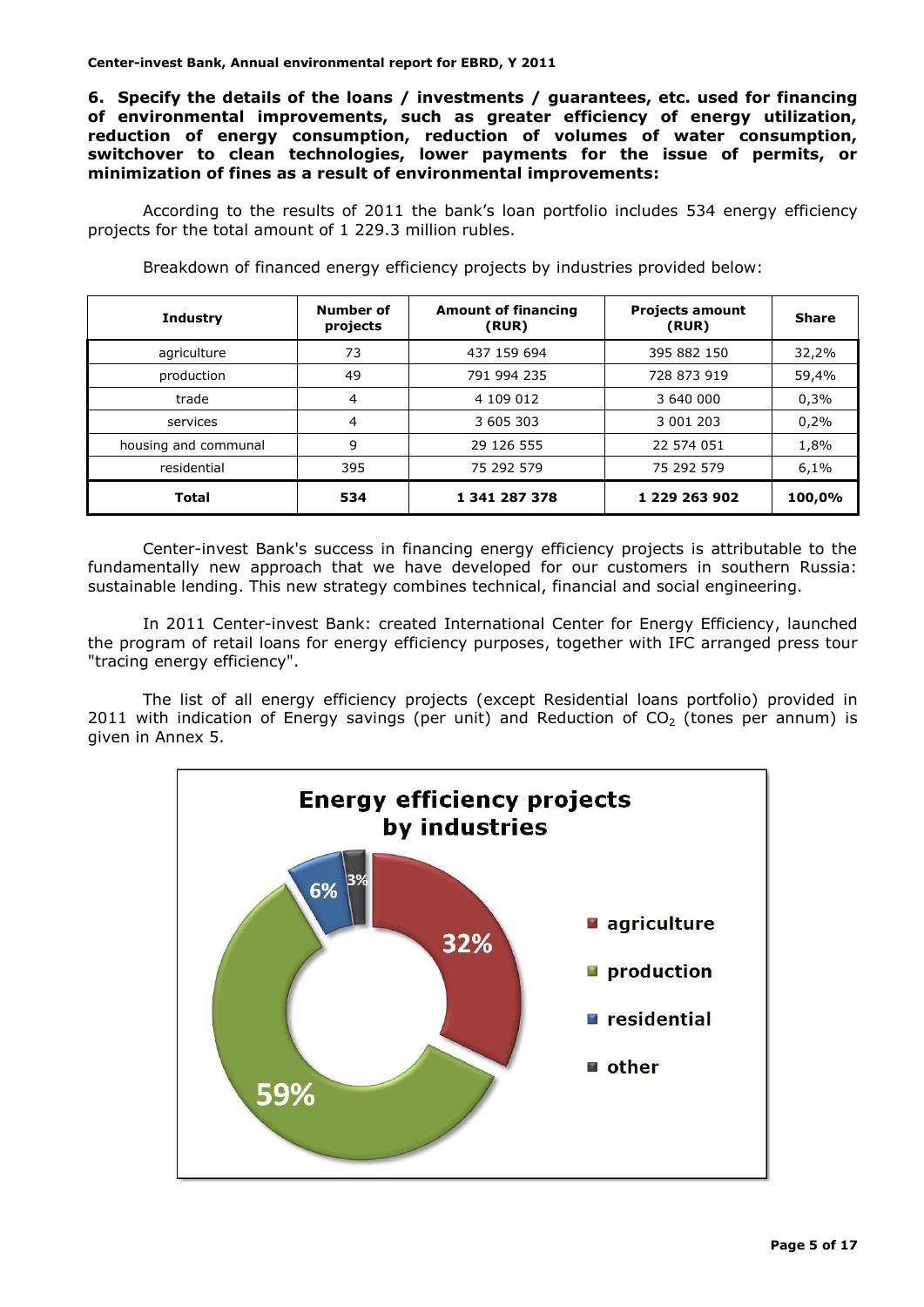**6. Specify the details of the loans / investments / guarantees, etc. used for financing of environmental improvements, such as greater efficiency of energy utilization, reduction of energy consumption, reduction of volumes of water consumption, switchover to clean technologies, lower payments for the issue of permits, or minimization of fines as a result of environmental improvements:**

According to the results of 2011 the bank's loan portfolio includes 534 energy efficiency projects for the total amount of 1 229.3 million rubles.

Breakdown of financed energy efficiency projects by industries provided below:

| Industry | Number of projects | Amount of financing (RUR) | Projects amount (RUR) | Share |
|---|---|---|---|---|
| agriculture | 73 | 437 159 694 | 395 882 150 | 32,2% |
| production | 49 | 791 994 235 | 728 873 919 | 59,4% |
| trade | 4 | 4 109 012 | 3 640 000 | 0,3% |
| services | 4 | 3 605 303 | 3 001 203 | 0,2% |
| housing and communal | 9 | 29 126 555 | 22 574 051 | 1,8% |
| residential | 395 | 75 292 579 | 75 292 579 | 6,1% |
| **Total** | **534** | **1 341 287 378** | **1 229 263 902** | **100,0%** |

Center-invest Bank's success in financing energy efficiency projects is attributable to the fundamentally new approach that we have developed for our customers in southern Russia: sustainable lending. This new strategy combines technical, financial and social engineering.

In 2011 Center-invest Bank: created International Center for Energy Efficiency, launched the program of retail loans for energy efficiency purposes, together with IFC arranged press tour "tracing energy efficiency".

The list of all energy efficiency projects (except Residential loans portfolio) provided in 2011 with indication of Energy savings (per unit) and Reduction of $CO_2$ (tones per annum) is given in Annex 5.

**Energy efficiency projects by industries**

| Industry | Share |
|---|---|
| agriculture | 32% |
| production | 59% |
| residential | 6% |
| other | 3% |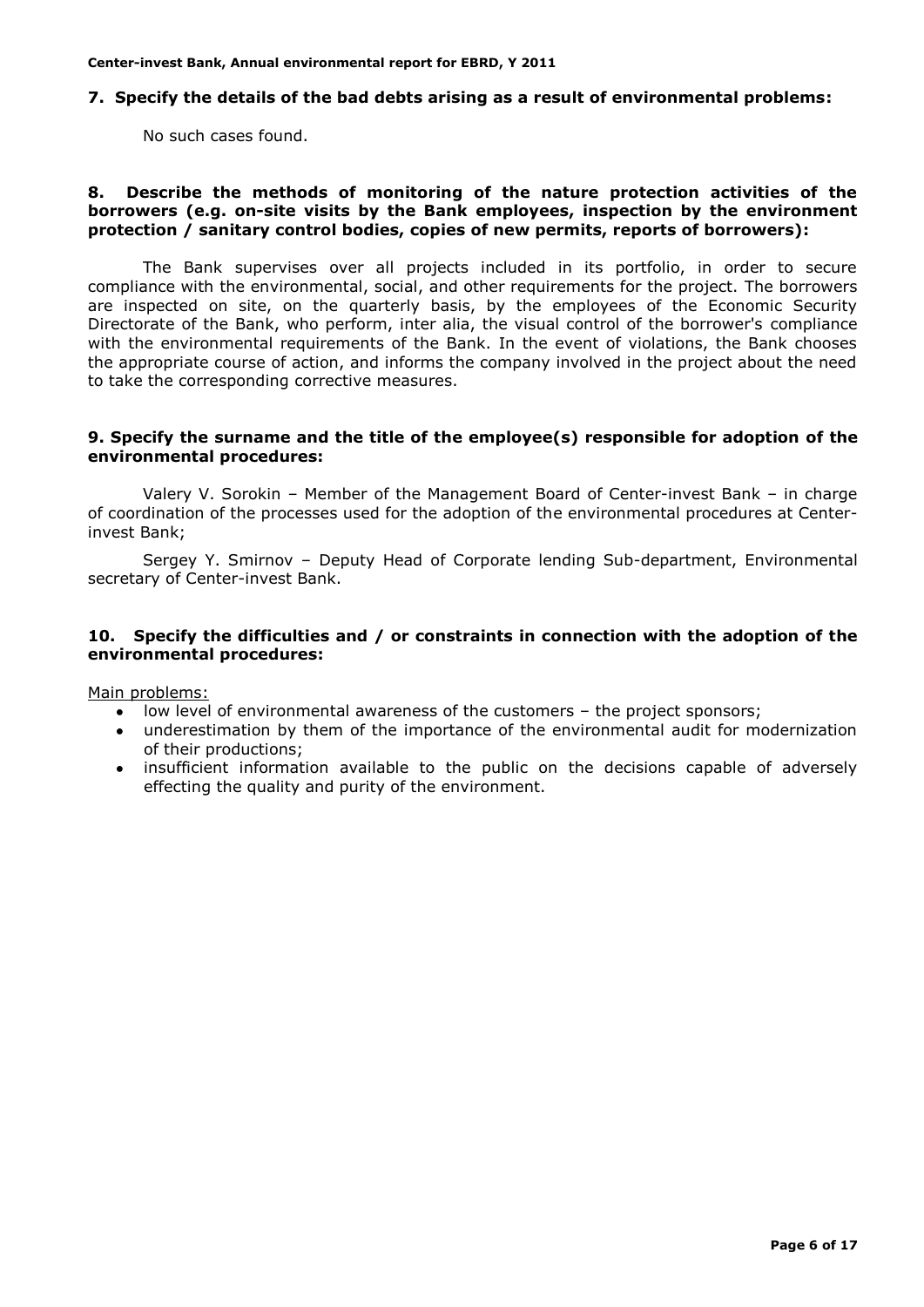**7. Specify the details of the bad debts arising as a result of environmental problems:**

No such cases found.

**8. Describe the methods of monitoring of the nature protection activities of the borrowers (e.g. on-site visits by the Bank employees, inspection by the environment protection / sanitary control bodies, copies of new permits, reports of borrowers):**

The Bank supervises over all projects included in its portfolio, in order to secure compliance with the environmental, social, and other requirements for the project. The borrowers are inspected on site, on the quarterly basis, by the employees of the Economic Security Directorate of the Bank, who perform, inter alia, the visual control of the borrower's compliance with the environmental requirements of the Bank. In the event of violations, the Bank chooses the appropriate course of action, and informs the company involved in the project about the need to take the corresponding corrective measures.

**9. Specify the surname and the title of the employee(s) responsible for adoption of the environmental procedures:**

Valery V. Sorokin – Member of the Management Board of Center-invest Bank – in charge of coordination of the processes used for the adoption of the environmental procedures at Center-invest Bank;

Sergey Y. Smirnov – Deputy Head of Corporate lending Sub-department, Environmental secretary of Center-invest Bank.

**10. Specify the difficulties and / or constraints in connection with the adoption of the environmental procedures:**

Main problems:

- low level of environmental awareness of the customers – the project sponsors;
- underestimation by them of the importance of the environmental audit for modernization of their productions;
- insufficient information available to the public on the decisions capable of adversely effecting the quality and purity of the environment.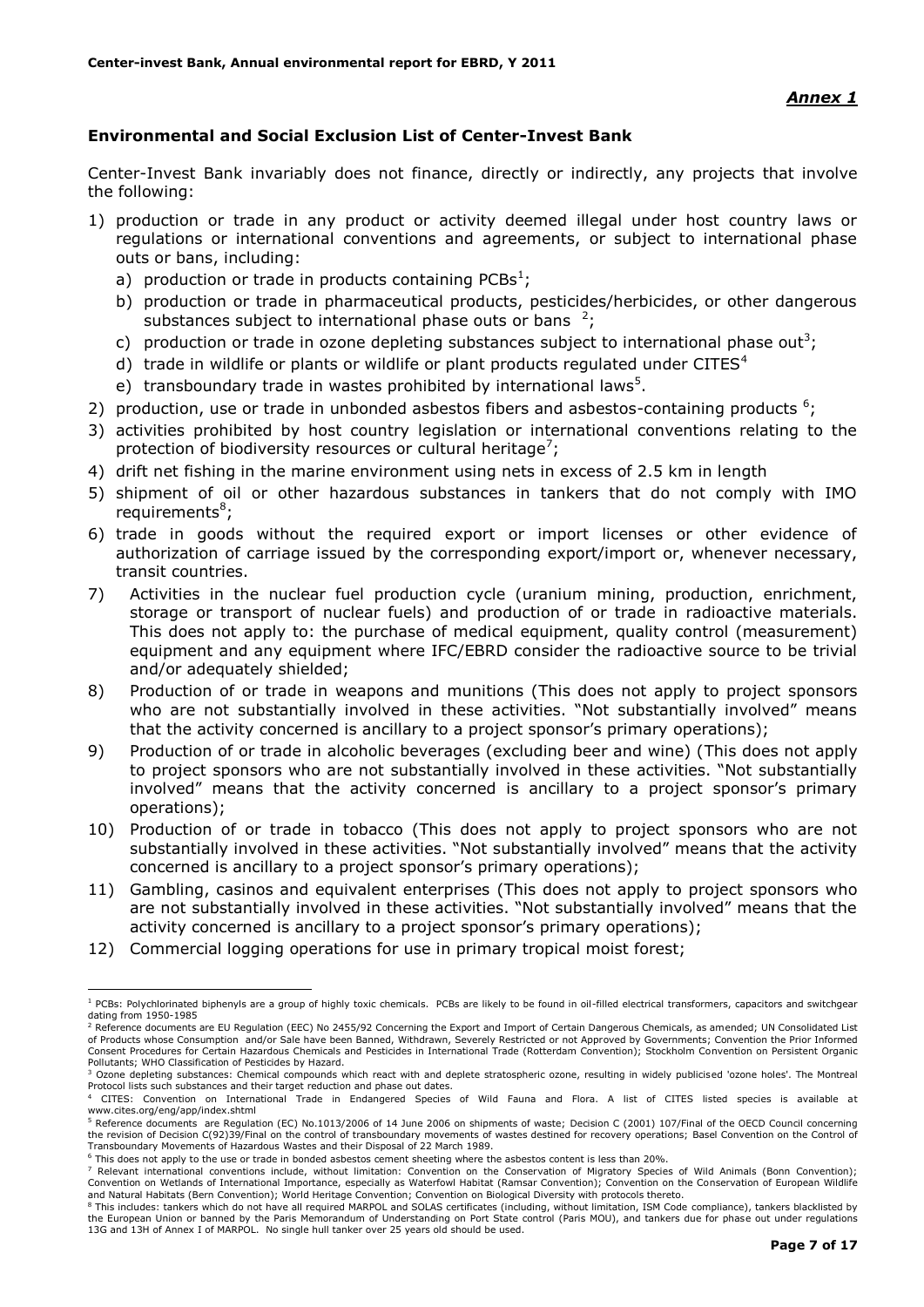*Annex 1*

## Environmental and Social Exclusion List of Center-Invest Bank

Center-Invest Bank invariably does not finance, directly or indirectly, any projects that involve the following:

1) production or trade in any product or activity deemed illegal under host country laws or regulations or international conventions and agreements, or subject to international phase outs or bans, including:
   a) production or trade in products containing PCBs[1];
   b) production or trade in pharmaceutical products, pesticides/herbicides, or other dangerous substances subject to international phase outs or bans [2];
   c) production or trade in ozone depleting substances subject to international phase out[3];
   d) trade in wildlife or plants or wildlife or plant products regulated under CITES[4]
   e) transboundary trade in wastes prohibited by international laws[5].
2) production, use or trade in unbonded asbestos fibers and asbestos-containing products [6];
3) activities prohibited by host country legislation or international conventions relating to the protection of biodiversity resources or cultural heritage[7];
4) drift net fishing in the marine environment using nets in excess of 2.5 km in length
5) shipment of oil or other hazardous substances in tankers that do not comply with IMO requirements[8];
6) trade in goods without the required export or import licenses or other evidence of authorization of carriage issued by the corresponding export/import or, whenever necessary, transit countries.
7) Activities in the nuclear fuel production cycle (uranium mining, production, enrichment, storage or transport of nuclear fuels) and production of or trade in radioactive materials. This does not apply to: the purchase of medical equipment, quality control (measurement) equipment and any equipment where IFC/EBRD consider the radioactive source to be trivial and/or adequately shielded;
8) Production of or trade in weapons and munitions (This does not apply to project sponsors who are not substantially involved in these activities. "Not substantially involved" means that the activity concerned is ancillary to a project sponsor's primary operations);
9) Production of or trade in alcoholic beverages (excluding beer and wine) (This does not apply to project sponsors who are not substantially involved in these activities. "Not substantially involved" means that the activity concerned is ancillary to a project sponsor's primary operations);
10) Production of or trade in tobacco (This does not apply to project sponsors who are not substantially involved in these activities. "Not substantially involved" means that the activity concerned is ancillary to a project sponsor's primary operations);
11) Gambling, casinos and equivalent enterprises (This does not apply to project sponsors who are not substantially involved in these activities. "Not substantially involved" means that the activity concerned is ancillary to a project sponsor's primary operations);
12) Commercial logging operations for use in primary tropical moist forest;

---

[1] PCBs: Polychlorinated biphenyls are a group of highly toxic chemicals. PCBs are likely to be found in oil-filled electrical transformers, capacitors and switchgear dating from 1950-1985

[2] Reference documents are EU Regulation (EEC) No 2455/92 Concerning the Export and Import of Certain Dangerous Chemicals, as amended; UN Consolidated List of Products whose Consumption and/or Sale have been Banned, Withdrawn, Severely Restricted or not Approved by Governments; Convention the Prior Informed Consent Procedures for Certain Hazardous Chemicals and Pesticides in International Trade (Rotterdam Convention); Stockholm Convention on Persistent Organic Pollutants; WHO Classification of Pesticides by Hazard.

[3] Ozone depleting substances: Chemical compounds which react with and deplete stratospheric ozone, resulting in widely publicised 'ozone holes'. The Montreal Protocol lists such substances and their target reduction and phase out dates.

[4] CITES: Convention on International Trade in Endangered Species of Wild Fauna and Flora. A list of CITES listed species is available at www.cites.org/eng/app/index.shtml

[5] Reference documents are Regulation (EC) No.1013/2006 of 14 June 2006 on shipments of waste; Decision C (2001) 107/Final of the OECD Council concerning the revision of Decision C(92)39/Final on the control of transboundary movements of wastes destined for recovery operations; Basel Convention on the Control of Transboundary Movements of Hazardous Wastes and their Disposal of 22 March 1989.

[6] This does not apply to the use or trade in bonded asbestos cement sheeting where the asbestos content is less than 20%.

[7] Relevant international conventions include, without limitation: Convention on the Conservation of Migratory Species of Wild Animals (Bonn Convention); Convention on Wetlands of International Importance, especially as Waterfowl Habitat (Ramsar Convention); Convention on the Conservation of European Wildlife and Natural Habitats (Bern Convention); World Heritage Convention; Convention on Biological Diversity with protocols thereto.

[8] This includes: tankers which do not have all required MARPOL and SOLAS certificates (including, without limitation, ISM Code compliance), tankers blacklisted by the European Union or banned by the Paris Memorandum of Understanding on Port State control (Paris MOU), and tankers due for phase out under regulations 13G and 13H of Annex I of MARPOL. No single hull tanker over 25 years old should be used.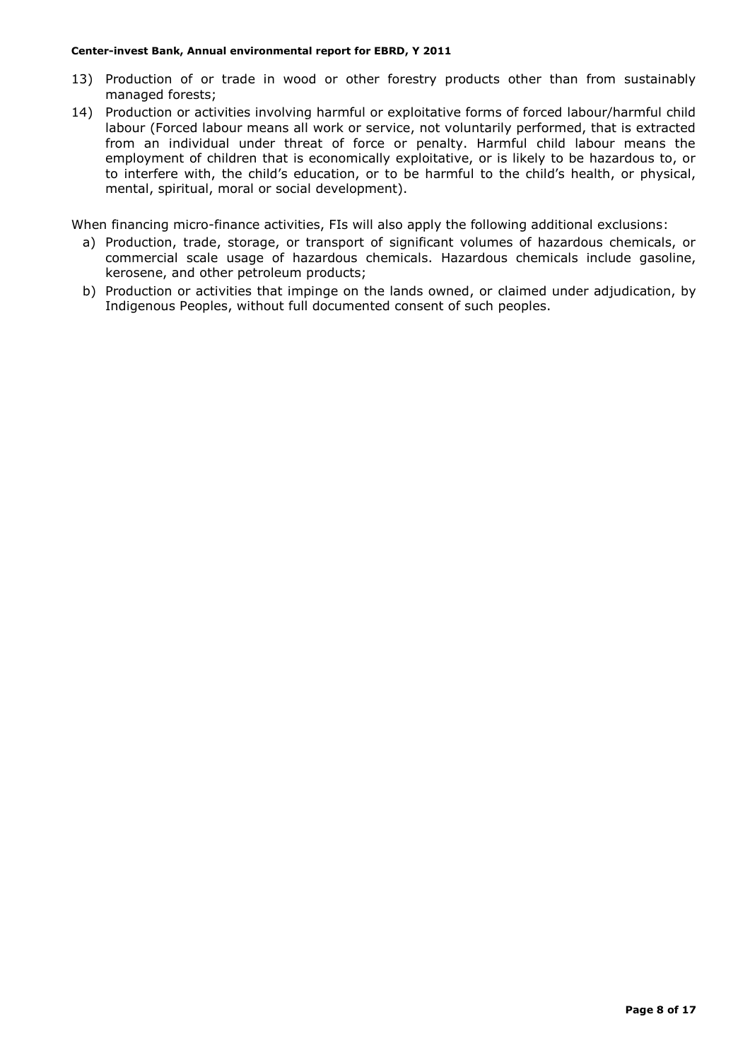13) Production of or trade in wood or other forestry products other than from sustainably managed forests;
14) Production or activities involving harmful or exploitative forms of forced labour/harmful child labour (Forced labour means all work or service, not voluntarily performed, that is extracted from an individual under threat of force or penalty. Harmful child labour means the employment of children that is economically exploitative, or is likely to be hazardous to, or to interfere with, the child's education, or to be harmful to the child's health, or physical, mental, spiritual, moral or social development).

When financing micro-finance activities, FIs will also apply the following additional exclusions:

a) Production, trade, storage, or transport of significant volumes of hazardous chemicals, or commercial scale usage of hazardous chemicals. Hazardous chemicals include gasoline, kerosene, and other petroleum products;
b) Production or activities that impinge on the lands owned, or claimed under adjudication, by Indigenous Peoples, without full documented consent of such peoples.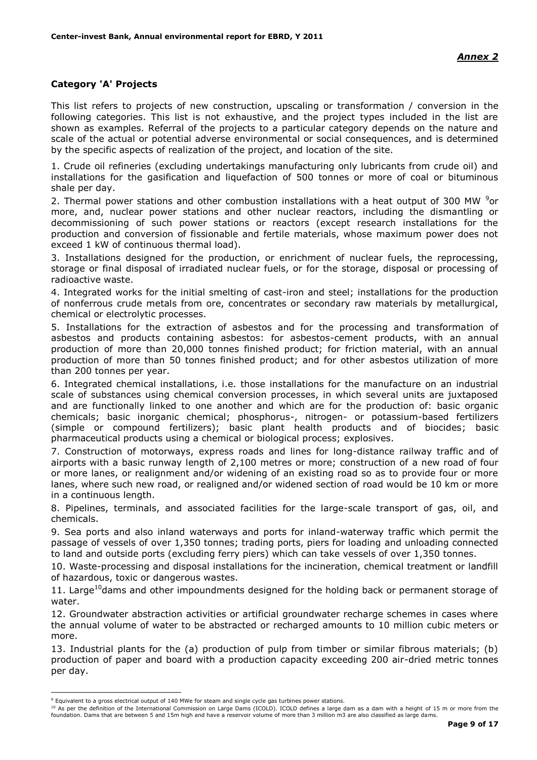***Annex 2***

### Category 'A' Projects

This list refers to projects of new construction, upscaling or transformation / conversion in the following categories. This list is not exhaustive, and the project types included in the list are shown as examples. Referral of the projects to a particular category depends on the nature and scale of the actual or potential adverse environmental or social consequences, and is determined by the specific aspects of realization of the project, and location of the site.

1. Crude oil refineries (excluding undertakings manufacturing only lubricants from crude oil) and installations for the gasification and liquefaction of 500 tonnes or more of coal or bituminous shale per day.

2. Thermal power stations and other combustion installations with a heat output of 300 MW [9]or more, and, nuclear power stations and other nuclear reactors, including the dismantling or decommissioning of such power stations or reactors (except research installations for the production and conversion of fissionable and fertile materials, whose maximum power does not exceed 1 kW of continuous thermal load).

3. Installations designed for the production, or enrichment of nuclear fuels, the reprocessing, storage or final disposal of irradiated nuclear fuels, or for the storage, disposal or processing of radioactive waste.

4. Integrated works for the initial smelting of cast-iron and steel; installations for the production of nonferrous crude metals from ore, concentrates or secondary raw materials by metallurgical, chemical or electrolytic processes.

5. Installations for the extraction of asbestos and for the processing and transformation of asbestos and products containing asbestos: for asbestos-cement products, with an annual production of more than 20,000 tonnes finished product; for friction material, with an annual production of more than 50 tonnes finished product; and for other asbestos utilization of more than 200 tonnes per year.

6. Integrated chemical installations, i.e. those installations for the manufacture on an industrial scale of substances using chemical conversion processes, in which several units are juxtaposed and are functionally linked to one another and which are for the production of: basic organic chemicals; basic inorganic chemical; phosphorus-, nitrogen- or potassium-based fertilizers (simple or compound fertilizers); basic plant health products and of biocides; basic pharmaceutical products using a chemical or biological process; explosives.

7. Construction of motorways, express roads and lines for long-distance railway traffic and of airports with a basic runway length of 2,100 metres or more; construction of a new road of four or more lanes, or realignment and/or widening of an existing road so as to provide four or more lanes, where such new road, or realigned and/or widened section of road would be 10 km or more in a continuous length.

8. Pipelines, terminals, and associated facilities for the large-scale transport of gas, oil, and chemicals.

9. Sea ports and also inland waterways and ports for inland-waterway traffic which permit the passage of vessels of over 1,350 tonnes; trading ports, piers for loading and unloading connected to land and outside ports (excluding ferry piers) which can take vessels of over 1,350 tonnes.

10. Waste-processing and disposal installations for the incineration, chemical treatment or landfill of hazardous, toxic or dangerous wastes.

11. Large[10]dams and other impoundments designed for the holding back or permanent storage of water.

12. Groundwater abstraction activities or artificial groundwater recharge schemes in cases where the annual volume of water to be abstracted or recharged amounts to 10 million cubic meters or more.

13. Industrial plants for the (a) production of pulp from timber or similar fibrous materials; (b) production of paper and board with a production capacity exceeding 200 air-dried metric tonnes per day.

---

[9] Equivalent to a gross electrical output of 140 MWe for steam and single cycle gas turbines power stations.

[10] As per the definition of the International Commission on Large Dams (ICOLD). ICOLD defines a large dam as a dam with a height of 15 m or more from the foundation. Dams that are between 5 and 15m high and have a reservoir volume of more than 3 million m3 are also classified as large dams.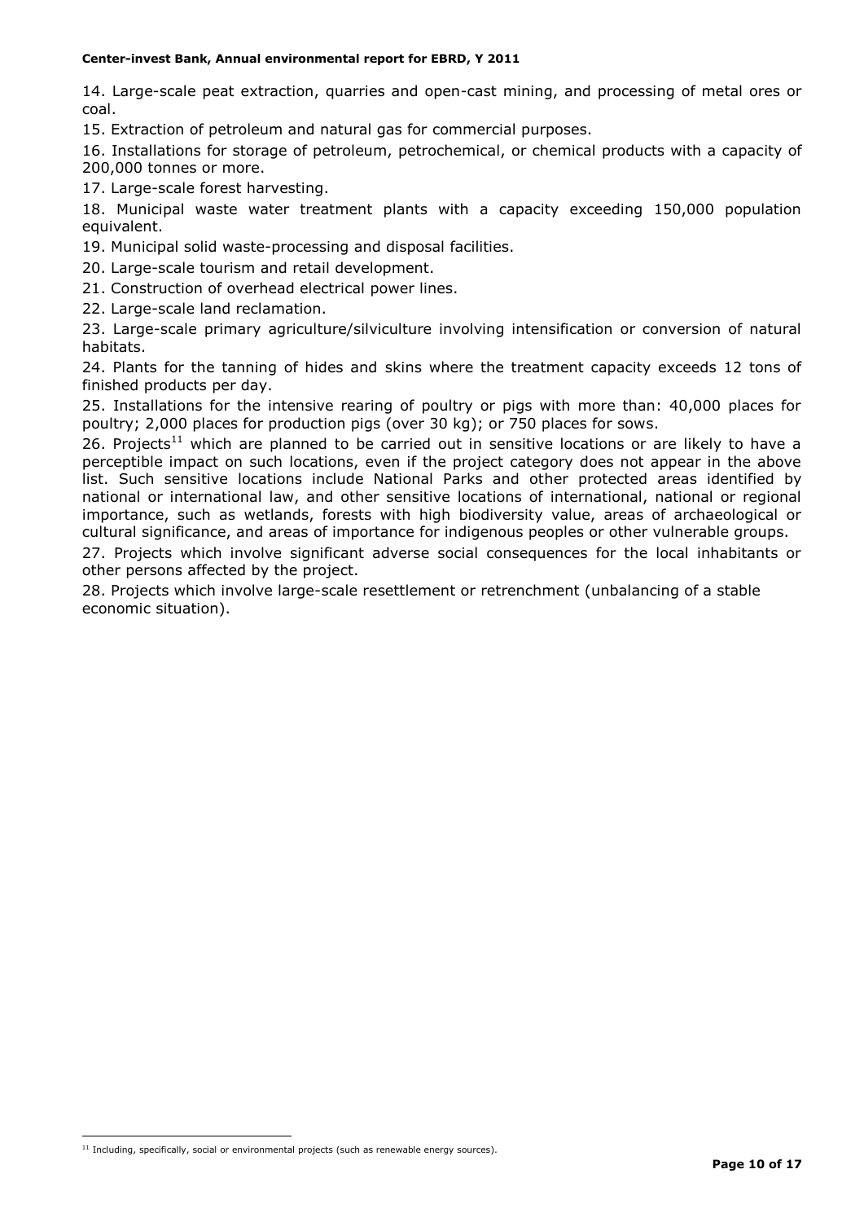14. Large-scale peat extraction, quarries and open-cast mining, and processing of metal ores or coal.

15. Extraction of petroleum and natural gas for commercial purposes.

16. Installations for storage of petroleum, petrochemical, or chemical products with a capacity of 200,000 tonnes or more.

17. Large-scale forest harvesting.

18. Municipal waste water treatment plants with a capacity exceeding 150,000 population equivalent.

19. Municipal solid waste-processing and disposal facilities.

20. Large-scale tourism and retail development.

21. Construction of overhead electrical power lines.

22. Large-scale land reclamation.

23. Large-scale primary agriculture/silviculture involving intensification or conversion of natural habitats.

24. Plants for the tanning of hides and skins where the treatment capacity exceeds 12 tons of finished products per day.

25. Installations for the intensive rearing of poultry or pigs with more than: 40,000 places for poultry; 2,000 places for production pigs (over 30 kg); or 750 places for sows.

26. Projects[11] which are planned to be carried out in sensitive locations or are likely to have a perceptible impact on such locations, even if the project category does not appear in the above list. Such sensitive locations include National Parks and other protected areas identified by national or international law, and other sensitive locations of international, national or regional importance, such as wetlands, forests with high biodiversity value, areas of archaeological or cultural significance, and areas of importance for indigenous peoples or other vulnerable groups.

27. Projects which involve significant adverse social consequences for the local inhabitants or other persons affected by the project.

28. Projects which involve large-scale resettlement or retrenchment (unbalancing of a stable economic situation).

[11] Including, specifically, social or environmental projects (such as renewable energy sources).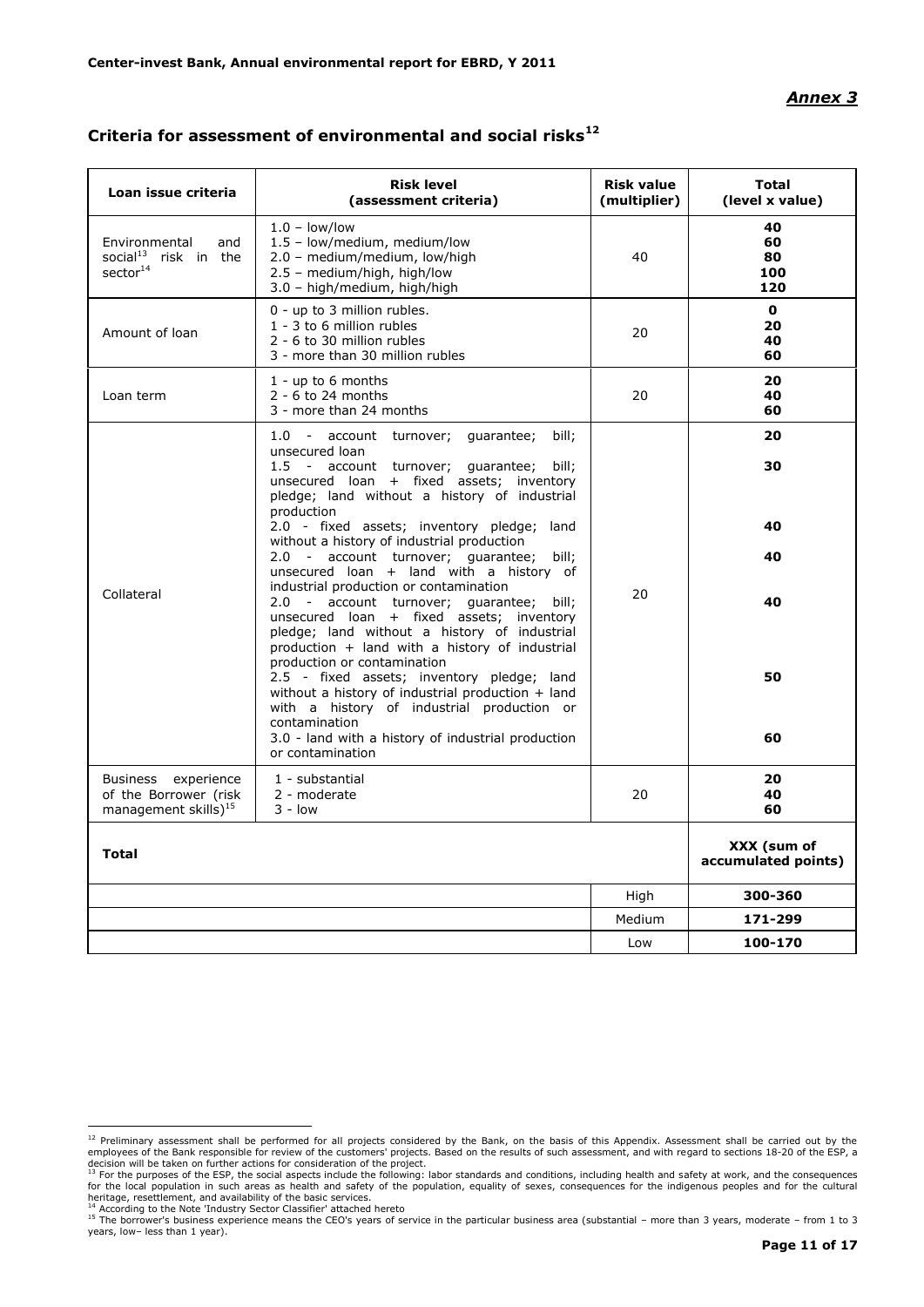*Annex 3*

## Criteria for assessment of environmental and social risks[12]

| Loan issue criteria | Risk level (assessment criteria) | Risk value (multiplier) | Total (level x value) |
|---|---|---|---|
| Environmental and social[13] risk in the sector[14] | 1.0 – low/low<br>1.5 – low/medium, medium/low<br>2.0 – medium/medium, low/high<br>2.5 – medium/high, high/low<br>3.0 – high/medium, high/high | 40 | **40**<br>**60**<br>**80**<br>**100**<br>**120** |
| Amount of loan | 0 - up to 3 million rubles.<br>1 - 3 to 6 million rubles<br>2 - 6 to 30 million rubles<br>3 - more than 30 million rubles | 20 | **0**<br>**20**<br>**40**<br>**60** |
| Loan term | 1 - up to 6 months<br>2 - 6 to 24 months<br>3 - more than 24 months | 20 | **20**<br>**40**<br>**60** |
| Collateral | 1.0 - account turnover; guarantee; bill; unsecured loan<br>1.5 - account turnover; guarantee; bill; unsecured loan + fixed assets; inventory pledge; land without a history of industrial production<br>2.0 - fixed assets; inventory pledge; land without a history of industrial production<br>2.0 - account turnover; guarantee; bill; unsecured loan + land with a history of industrial production or contamination<br>2.0 - account turnover; guarantee; bill; unsecured loan + fixed assets; inventory pledge; land without a history of industrial production + land with a history of industrial production or contamination<br>2.5 - fixed assets; inventory pledge; land without a history of industrial production + land with a history of industrial production or contamination<br>3.0 - land with a history of industrial production or contamination | 20 | **20**<br>**30**<br>**40**<br>**40**<br>**40**<br>**50**<br>**60** |
| Business experience of the Borrower (risk management skills)[15] | 1 - substantial<br>2 - moderate<br>3 - low | 20 | **20**<br>**40**<br>**60** |
| **Total** | | | **XXX (sum of accumulated points)** |
| | | High | **300-360** |
| | | Medium | **171-299** |
| | | Low | **100-170** |

---

[12] Preliminary assessment shall be performed for all projects considered by the Bank, on the basis of this Appendix. Assessment shall be carried out by the employees of the Bank responsible for review of the customers' projects. Based on the results of such assessment, and with regard to sections 18-20 of the ESP, a decision will be taken on further actions for consideration of the project.

[13] For the purposes of the ESP, the social aspects include the following: labor standards and conditions, including health and safety at work, and the consequences for the local population in such areas as health and safety of the population, equality of sexes, consequences for the indigenous peoples and for the cultural heritage, resettlement, and availability of the basic services.

[14] According to the Note 'Industry Sector Classifier' attached hereto

[15] The borrower's business experience means the CEO's years of service in the particular business area (substantial – more than 3 years, moderate – from 1 to 3 years, low– less than 1 year).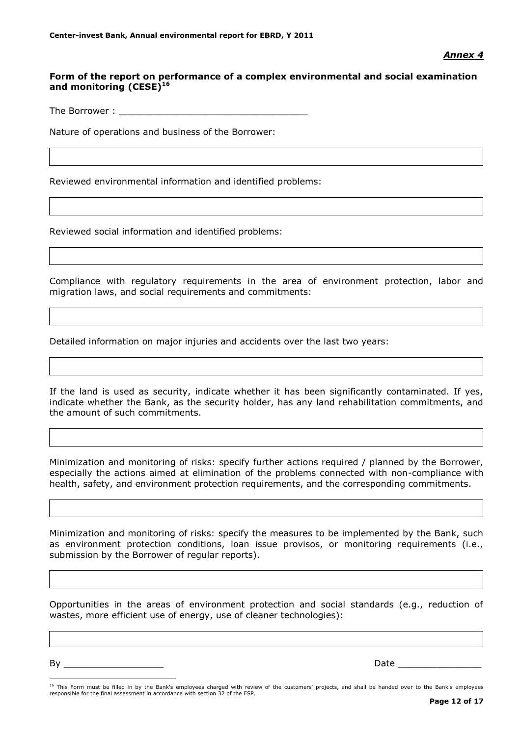*Annex 4*

**Form of the report on performance of a complex environmental and social examination and monitoring (CESE)[16]**

The Borrower : ________________________________

Nature of operations and business of the Borrower:

Reviewed environmental information and identified problems:

Reviewed social information and identified problems:

Compliance with regulatory requirements in the area of environment protection, labor and migration laws, and social requirements and commitments:

Detailed information on major injuries and accidents over the last two years:

If the land is used as security, indicate whether it has been significantly contaminated. If yes, indicate whether the Bank, as the security holder, has any land rehabilitation commitments, and the amount of such commitments.

Minimization and monitoring of risks: specify further actions required / planned by the Borrower, especially the actions aimed at elimination of the problems connected with non-compliance with health, safety, and environment protection requirements, and the corresponding commitments.

Minimization and monitoring of risks: specify the measures to be implemented by the Bank, such as environment protection conditions, loan issue provisos, or monitoring requirements (i.e., submission by the Borrower of regular reports).

Opportunities in the areas of environment protection and social standards (e.g., reduction of wastes, more efficient use of energy, use of cleaner technologies):

By __________________ Date _______________

[16] This Form must be filled in by the Bank's employees charged with review of the customers' projects, and shall be handed over to the Bank's employees responsible for the final assessment in accordance with section 32 of the ESP.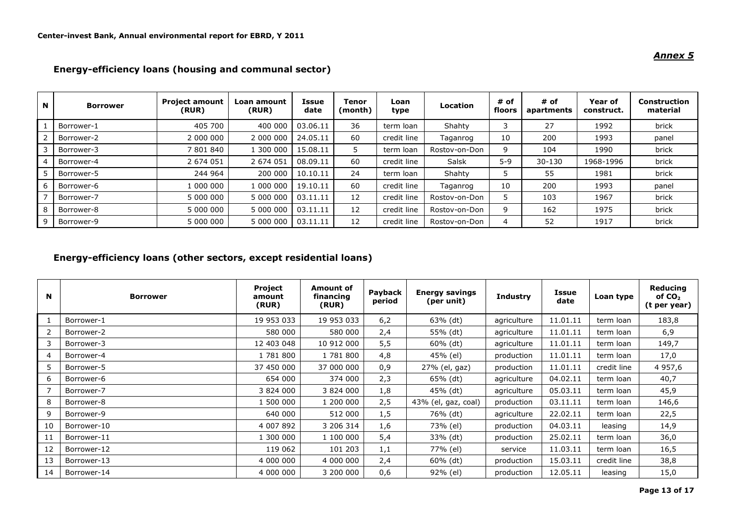*Annex 5*

## Energy-efficiency loans (housing and communal sector)

| N | Borrower | Project amount (RUR) | Loan amount (RUR) | Issue date | Tenor (month) | Loan type | Location | # of floors | # of apartments | Year of construct. | Construction material |
|---|---|---|---|---|---|---|---|---|---|---|---|
| 1 | Borrower-1 | 405 700 | 400 000 | 03.06.11 | 36 | term loan | Shahty | 3 | 27 | 1992 | brick |
| 2 | Borrower-2 | 2 000 000 | 2 000 000 | 24.05.11 | 60 | credit line | Taganrog | 10 | 200 | 1993 | panel |
| 3 | Borrower-3 | 7 801 840 | 1 300 000 | 15.08.11 | 5 | term loan | Rostov-on-Don | 9 | 104 | 1990 | brick |
| 4 | Borrower-4 | 2 674 051 | 2 674 051 | 08.09.11 | 60 | credit line | Salsk | 5-9 | 30-130 | 1968-1996 | brick |
| 5 | Borrower-5 | 244 964 | 200 000 | 10.10.11 | 24 | term loan | Shahty | 5 | 55 | 1981 | brick |
| 6 | Borrower-6 | 1 000 000 | 1 000 000 | 19.10.11 | 60 | credit line | Taganrog | 10 | 200 | 1993 | panel |
| 7 | Borrower-7 | 5 000 000 | 5 000 000 | 03.11.11 | 12 | credit line | Rostov-on-Don | 5 | 103 | 1967 | brick |
| 8 | Borrower-8 | 5 000 000 | 5 000 000 | 03.11.11 | 12 | credit line | Rostov-on-Don | 9 | 162 | 1975 | brick |
| 9 | Borrower-9 | 5 000 000 | 5 000 000 | 03.11.11 | 12 | credit line | Rostov-on-Don | 4 | 52 | 1917 | brick |

## Energy-efficiency loans (other sectors, except residential loans)

| N | Borrower | Project amount (RUR) | Amount of financing (RUR) | Payback period | Energy savings (per unit) | Industry | Issue date | Loan type | Reducing of $CO_2$ (t per year) |
|---|---|---|---|---|---|---|---|---|---|
| 1 | Borrower-1 | 19 953 033 | 19 953 033 | 6,2 | 63% (dt) | agriculture | 11.01.11 | term loan | 183,8 |
| 2 | Borrower-2 | 580 000 | 580 000 | 2,4 | 55% (dt) | agriculture | 11.01.11 | term loan | 6,9 |
| 3 | Borrower-3 | 12 403 048 | 10 912 000 | 5,5 | 60% (dt) | agriculture | 11.01.11 | term loan | 149,7 |
| 4 | Borrower-4 | 1 781 800 | 1 781 800 | 4,8 | 45% (el) | production | 11.01.11 | term loan | 17,0 |
| 5 | Borrower-5 | 37 450 000 | 37 000 000 | 0,9 | 27% (el, gaz) | production | 11.01.11 | credit line | 4 957,6 |
| 6 | Borrower-6 | 654 000 | 374 000 | 2,3 | 65% (dt) | agriculture | 04.02.11 | term loan | 40,7 |
| 7 | Borrower-7 | 3 824 000 | 3 824 000 | 1,8 | 45% (dt) | agriculture | 05.03.11 | term loan | 45,9 |
| 8 | Borrower-8 | 1 500 000 | 1 200 000 | 2,5 | 43% (el, gaz, coal) | production | 03.11.11 | term loan | 146,6 |
| 9 | Borrower-9 | 640 000 | 512 000 | 1,5 | 76% (dt) | agriculture | 22.02.11 | term loan | 22,5 |
| 10 | Borrower-10 | 4 007 892 | 3 206 314 | 1,6 | 73% (el) | production | 04.03.11 | leasing | 14,9 |
| 11 | Borrower-11 | 1 300 000 | 1 100 000 | 5,4 | 33% (dt) | production | 25.02.11 | term loan | 36,0 |
| 12 | Borrower-12 | 119 062 | 101 203 | 1,1 | 77% (el) | service | 11.03.11 | term loan | 16,5 |
| 13 | Borrower-13 | 4 000 000 | 4 000 000 | 2,4 | 60% (dt) | production | 15.03.11 | credit line | 38,8 |
| 14 | Borrower-14 | 4 000 000 | 3 200 000 | 0,6 | 92% (el) | production | 12.05.11 | leasing | 15,0 |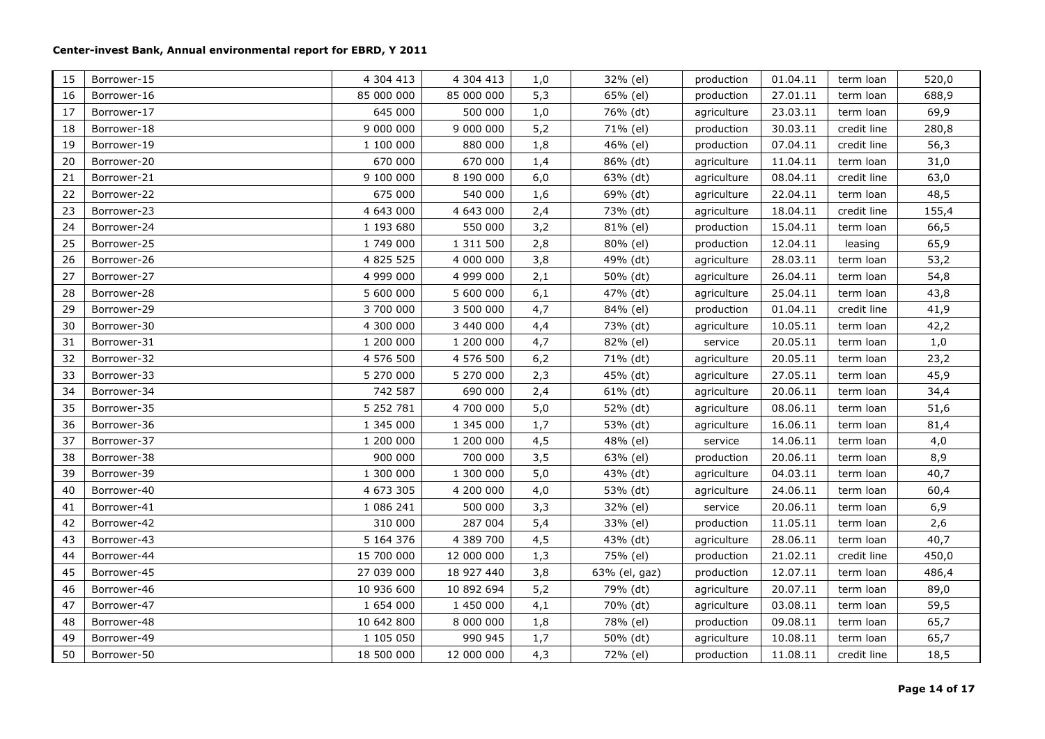| 15 | Borrower-15 | 4 304 413 | 4 304 413 | 1,0 | 32% (el) | production | 01.04.11 | term loan | 520,0 |
|---|---|---|---|---|---|---|---|---|---|
| 16 | Borrower-16 | 85 000 000 | 85 000 000 | 5,3 | 65% (el) | production | 27.01.11 | term loan | 688,9 |
| 17 | Borrower-17 | 645 000 | 500 000 | 1,0 | 76% (dt) | agriculture | 23.03.11 | term loan | 69,9 |
| 18 | Borrower-18 | 9 000 000 | 9 000 000 | 5,2 | 71% (el) | production | 30.03.11 | credit line | 280,8 |
| 19 | Borrower-19 | 1 100 000 | 880 000 | 1,8 | 46% (el) | production | 07.04.11 | credit line | 56,3 |
| 20 | Borrower-20 | 670 000 | 670 000 | 1,4 | 86% (dt) | agriculture | 11.04.11 | term loan | 31,0 |
| 21 | Borrower-21 | 9 100 000 | 8 190 000 | 6,0 | 63% (dt) | agriculture | 08.04.11 | credit line | 63,0 |
| 22 | Borrower-22 | 675 000 | 540 000 | 1,6 | 69% (dt) | agriculture | 22.04.11 | term loan | 48,5 |
| 23 | Borrower-23 | 4 643 000 | 4 643 000 | 2,4 | 73% (dt) | agriculture | 18.04.11 | credit line | 155,4 |
| 24 | Borrower-24 | 1 193 680 | 550 000 | 3,2 | 81% (el) | production | 15.04.11 | term loan | 66,5 |
| 25 | Borrower-25 | 1 749 000 | 1 311 500 | 2,8 | 80% (el) | production | 12.04.11 | leasing | 65,9 |
| 26 | Borrower-26 | 4 825 525 | 4 000 000 | 3,8 | 49% (dt) | agriculture | 28.03.11 | term loan | 53,2 |
| 27 | Borrower-27 | 4 999 000 | 4 999 000 | 2,1 | 50% (dt) | agriculture | 26.04.11 | term loan | 54,8 |
| 28 | Borrower-28 | 5 600 000 | 5 600 000 | 6,1 | 47% (dt) | agriculture | 25.04.11 | term loan | 43,8 |
| 29 | Borrower-29 | 3 700 000 | 3 500 000 | 4,7 | 84% (el) | production | 01.04.11 | credit line | 41,9 |
| 30 | Borrower-30 | 4 300 000 | 3 440 000 | 4,4 | 73% (dt) | agriculture | 10.05.11 | term loan | 42,2 |
| 31 | Borrower-31 | 1 200 000 | 1 200 000 | 4,7 | 82% (el) | service | 20.05.11 | term loan | 1,0 |
| 32 | Borrower-32 | 4 576 500 | 4 576 500 | 6,2 | 71% (dt) | agriculture | 20.05.11 | term loan | 23,2 |
| 33 | Borrower-33 | 5 270 000 | 5 270 000 | 2,3 | 45% (dt) | agriculture | 27.05.11 | term loan | 45,9 |
| 34 | Borrower-34 | 742 587 | 690 000 | 2,4 | 61% (dt) | agriculture | 20.06.11 | term loan | 34,4 |
| 35 | Borrower-35 | 5 252 781 | 4 700 000 | 5,0 | 52% (dt) | agriculture | 08.06.11 | term loan | 51,6 |
| 36 | Borrower-36 | 1 345 000 | 1 345 000 | 1,7 | 53% (dt) | agriculture | 16.06.11 | term loan | 81,4 |
| 37 | Borrower-37 | 1 200 000 | 1 200 000 | 4,5 | 48% (el) | service | 14.06.11 | term loan | 4,0 |
| 38 | Borrower-38 | 900 000 | 700 000 | 3,5 | 63% (el) | production | 20.06.11 | term loan | 8,9 |
| 39 | Borrower-39 | 1 300 000 | 1 300 000 | 5,0 | 43% (dt) | agriculture | 04.03.11 | term loan | 40,7 |
| 40 | Borrower-40 | 4 673 305 | 4 200 000 | 4,0 | 53% (dt) | agriculture | 24.06.11 | term loan | 60,4 |
| 41 | Borrower-41 | 1 086 241 | 500 000 | 3,3 | 32% (el) | service | 20.06.11 | term loan | 6,9 |
| 42 | Borrower-42 | 310 000 | 287 004 | 5,4 | 33% (el) | production | 11.05.11 | term loan | 2,6 |
| 43 | Borrower-43 | 5 164 376 | 4 389 700 | 4,5 | 43% (dt) | agriculture | 28.06.11 | term loan | 40,7 |
| 44 | Borrower-44 | 15 700 000 | 12 000 000 | 1,3 | 75% (el) | production | 21.02.11 | credit line | 450,0 |
| 45 | Borrower-45 | 27 039 000 | 18 927 440 | 3,8 | 63% (el, gaz) | production | 12.07.11 | term loan | 486,4 |
| 46 | Borrower-46 | 10 936 600 | 10 892 694 | 5,2 | 79% (dt) | agriculture | 20.07.11 | term loan | 89,0 |
| 47 | Borrower-47 | 1 654 000 | 1 450 000 | 4,1 | 70% (dt) | agriculture | 03.08.11 | term loan | 59,5 |
| 48 | Borrower-48 | 10 642 800 | 8 000 000 | 1,8 | 78% (el) | production | 09.08.11 | term loan | 65,7 |
| 49 | Borrower-49 | 1 105 050 | 990 945 | 1,7 | 50% (dt) | agriculture | 10.08.11 | term loan | 65,7 |
| 50 | Borrower-50 | 18 500 000 | 12 000 000 | 4,3 | 72% (el) | production | 11.08.11 | credit line | 18,5 |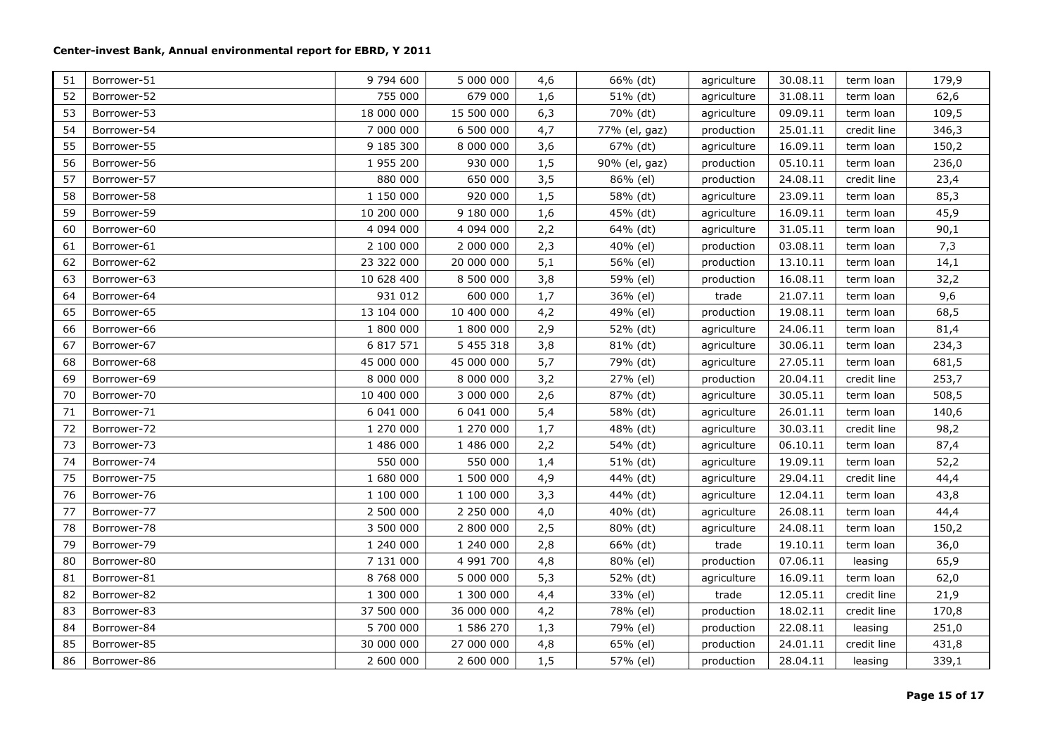**Center-invest Bank, Annual environmental report for EBRD, Y 2011**

| | | | | | | | | | |
|---|---|---|---|---|---|---|---|---|---|
| 51 | Borrower-51 | 9 794 600 | 5 000 000 | 4,6 | 66% (dt) | agriculture | 30.08.11 | term loan | 179,9 |
| 52 | Borrower-52 | 755 000 | 679 000 | 1,6 | 51% (dt) | agriculture | 31.08.11 | term loan | 62,6 |
| 53 | Borrower-53 | 18 000 000 | 15 500 000 | 6,3 | 70% (dt) | agriculture | 09.09.11 | term loan | 109,5 |
| 54 | Borrower-54 | 7 000 000 | 6 500 000 | 4,7 | 77% (el, gaz) | production | 25.01.11 | credit line | 346,3 |
| 55 | Borrower-55 | 9 185 300 | 8 000 000 | 3,6 | 67% (dt) | agriculture | 16.09.11 | term loan | 150,2 |
| 56 | Borrower-56 | 1 955 200 | 930 000 | 1,5 | 90% (el, gaz) | production | 05.10.11 | term loan | 236,0 |
| 57 | Borrower-57 | 880 000 | 650 000 | 3,5 | 86% (el) | production | 24.08.11 | credit line | 23,4 |
| 58 | Borrower-58 | 1 150 000 | 920 000 | 1,5 | 58% (dt) | agriculture | 23.09.11 | term loan | 85,3 |
| 59 | Borrower-59 | 10 200 000 | 9 180 000 | 1,6 | 45% (dt) | agriculture | 16.09.11 | term loan | 45,9 |
| 60 | Borrower-60 | 4 094 000 | 4 094 000 | 2,2 | 64% (dt) | agriculture | 31.05.11 | term loan | 90,1 |
| 61 | Borrower-61 | 2 100 000 | 2 000 000 | 2,3 | 40% (el) | production | 03.08.11 | term loan | 7,3 |
| 62 | Borrower-62 | 23 322 000 | 20 000 000 | 5,1 | 56% (el) | production | 13.10.11 | term loan | 14,1 |
| 63 | Borrower-63 | 10 628 400 | 8 500 000 | 3,8 | 59% (el) | production | 16.08.11 | term loan | 32,2 |
| 64 | Borrower-64 | 931 012 | 600 000 | 1,7 | 36% (el) | trade | 21.07.11 | term loan | 9,6 |
| 65 | Borrower-65 | 13 104 000 | 10 400 000 | 4,2 | 49% (el) | production | 19.08.11 | term loan | 68,5 |
| 66 | Borrower-66 | 1 800 000 | 1 800 000 | 2,9 | 52% (dt) | agriculture | 24.06.11 | term loan | 81,4 |
| 67 | Borrower-67 | 6 817 571 | 5 455 318 | 3,8 | 81% (dt) | agriculture | 30.06.11 | term loan | 234,3 |
| 68 | Borrower-68 | 45 000 000 | 45 000 000 | 5,7 | 79% (dt) | agriculture | 27.05.11 | term loan | 681,5 |
| 69 | Borrower-69 | 8 000 000 | 8 000 000 | 3,2 | 27% (el) | production | 20.04.11 | credit line | 253,7 |
| 70 | Borrower-70 | 10 400 000 | 3 000 000 | 2,6 | 87% (dt) | agriculture | 30.05.11 | term loan | 508,5 |
| 71 | Borrower-71 | 6 041 000 | 6 041 000 | 5,4 | 58% (dt) | agriculture | 26.01.11 | term loan | 140,6 |
| 72 | Borrower-72 | 1 270 000 | 1 270 000 | 1,7 | 48% (dt) | agriculture | 30.03.11 | credit line | 98,2 |
| 73 | Borrower-73 | 1 486 000 | 1 486 000 | 2,2 | 54% (dt) | agriculture | 06.10.11 | term loan | 87,4 |
| 74 | Borrower-74 | 550 000 | 550 000 | 1,4 | 51% (dt) | agriculture | 19.09.11 | term loan | 52,2 |
| 75 | Borrower-75 | 1 680 000 | 1 500 000 | 4,9 | 44% (dt) | agriculture | 29.04.11 | credit line | 44,4 |
| 76 | Borrower-76 | 1 100 000 | 1 100 000 | 3,3 | 44% (dt) | agriculture | 12.04.11 | term loan | 43,8 |
| 77 | Borrower-77 | 2 500 000 | 2 250 000 | 4,0 | 40% (dt) | agriculture | 26.08.11 | term loan | 44,4 |
| 78 | Borrower-78 | 3 500 000 | 2 800 000 | 2,5 | 80% (dt) | agriculture | 24.08.11 | term loan | 150,2 |
| 79 | Borrower-79 | 1 240 000 | 1 240 000 | 2,8 | 66% (dt) | trade | 19.10.11 | term loan | 36,0 |
| 80 | Borrower-80 | 7 131 000 | 4 991 700 | 4,8 | 80% (el) | production | 07.06.11 | leasing | 65,9 |
| 81 | Borrower-81 | 8 768 000 | 5 000 000 | 5,3 | 52% (dt) | agriculture | 16.09.11 | term loan | 62,0 |
| 82 | Borrower-82 | 1 300 000 | 1 300 000 | 4,4 | 33% (el) | trade | 12.05.11 | credit line | 21,9 |
| 83 | Borrower-83 | 37 500 000 | 36 000 000 | 4,2 | 78% (el) | production | 18.02.11 | credit line | 170,8 |
| 84 | Borrower-84 | 5 700 000 | 1 586 270 | 1,3 | 79% (el) | production | 22.08.11 | leasing | 251,0 |
| 85 | Borrower-85 | 30 000 000 | 27 000 000 | 4,8 | 65% (el) | production | 24.01.11 | credit line | 431,8 |
| 86 | Borrower-86 | 2 600 000 | 2 600 000 | 1,5 | 57% (el) | production | 28.04.11 | leasing | 339,1 |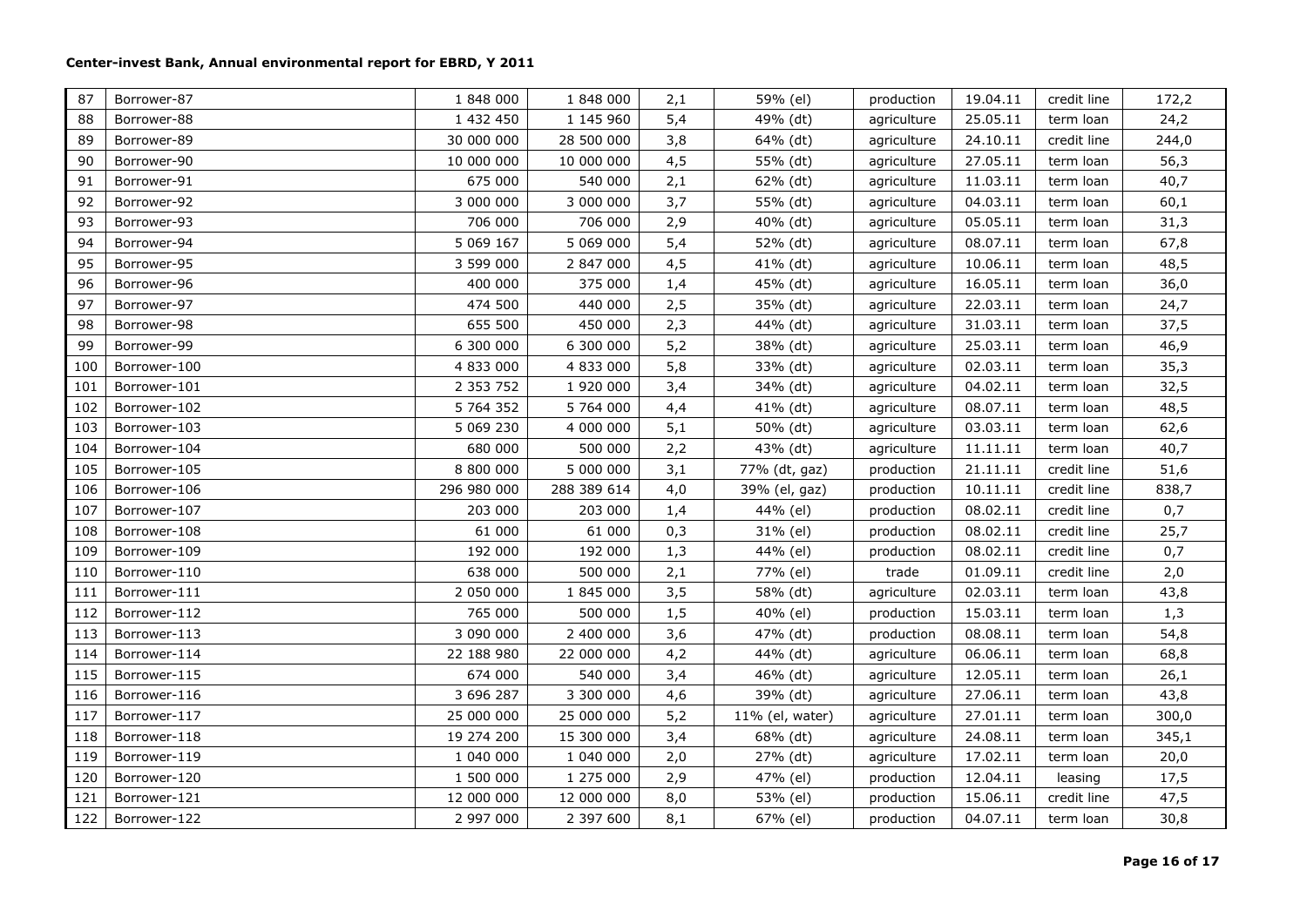**Center-invest Bank, Annual environmental report for EBRD, Y 2011**

| | | | | | | | | | |
|---|---|---|---|---|---|---|---|---|---|
| 87 | Borrower-87 | 1 848 000 | 1 848 000 | 2,1 | 59% (el) | production | 19.04.11 | credit line | 172,2 |
| 88 | Borrower-88 | 1 432 450 | 1 145 960 | 5,4 | 49% (dt) | agriculture | 25.05.11 | term loan | 24,2 |
| 89 | Borrower-89 | 30 000 000 | 28 500 000 | 3,8 | 64% (dt) | agriculture | 24.10.11 | credit line | 244,0 |
| 90 | Borrower-90 | 10 000 000 | 10 000 000 | 4,5 | 55% (dt) | agriculture | 27.05.11 | term loan | 56,3 |
| 91 | Borrower-91 | 675 000 | 540 000 | 2,1 | 62% (dt) | agriculture | 11.03.11 | term loan | 40,7 |
| 92 | Borrower-92 | 3 000 000 | 3 000 000 | 3,7 | 55% (dt) | agriculture | 04.03.11 | term loan | 60,1 |
| 93 | Borrower-93 | 706 000 | 706 000 | 2,9 | 40% (dt) | agriculture | 05.05.11 | term loan | 31,3 |
| 94 | Borrower-94 | 5 069 167 | 5 069 000 | 5,4 | 52% (dt) | agriculture | 08.07.11 | term loan | 67,8 |
| 95 | Borrower-95 | 3 599 000 | 2 847 000 | 4,5 | 41% (dt) | agriculture | 10.06.11 | term loan | 48,5 |
| 96 | Borrower-96 | 400 000 | 375 000 | 1,4 | 45% (dt) | agriculture | 16.05.11 | term loan | 36,0 |
| 97 | Borrower-97 | 474 500 | 440 000 | 2,5 | 35% (dt) | agriculture | 22.03.11 | term loan | 24,7 |
| 98 | Borrower-98 | 655 500 | 450 000 | 2,3 | 44% (dt) | agriculture | 31.03.11 | term loan | 37,5 |
| 99 | Borrower-99 | 6 300 000 | 6 300 000 | 5,2 | 38% (dt) | agriculture | 25.03.11 | term loan | 46,9 |
| 100 | Borrower-100 | 4 833 000 | 4 833 000 | 5,8 | 33% (dt) | agriculture | 02.03.11 | term loan | 35,3 |
| 101 | Borrower-101 | 2 353 752 | 1 920 000 | 3,4 | 34% (dt) | agriculture | 04.02.11 | term loan | 32,5 |
| 102 | Borrower-102 | 5 764 352 | 5 764 000 | 4,4 | 41% (dt) | agriculture | 08.07.11 | term loan | 48,5 |
| 103 | Borrower-103 | 5 069 230 | 4 000 000 | 5,1 | 50% (dt) | agriculture | 03.03.11 | term loan | 62,6 |
| 104 | Borrower-104 | 680 000 | 500 000 | 2,2 | 43% (dt) | agriculture | 11.11.11 | term loan | 40,7 |
| 105 | Borrower-105 | 8 800 000 | 5 000 000 | 3,1 | 77% (dt, gaz) | production | 21.11.11 | credit line | 51,6 |
| 106 | Borrower-106 | 296 980 000 | 288 389 614 | 4,0 | 39% (el, gaz) | production | 10.11.11 | credit line | 838,7 |
| 107 | Borrower-107 | 203 000 | 203 000 | 1,4 | 44% (el) | production | 08.02.11 | credit line | 0,7 |
| 108 | Borrower-108 | 61 000 | 61 000 | 0,3 | 31% (el) | production | 08.02.11 | credit line | 25,7 |
| 109 | Borrower-109 | 192 000 | 192 000 | 1,3 | 44% (el) | production | 08.02.11 | credit line | 0,7 |
| 110 | Borrower-110 | 638 000 | 500 000 | 2,1 | 77% (el) | trade | 01.09.11 | credit line | 2,0 |
| 111 | Borrower-111 | 2 050 000 | 1 845 000 | 3,5 | 58% (dt) | agriculture | 02.03.11 | term loan | 43,8 |
| 112 | Borrower-112 | 765 000 | 500 000 | 1,5 | 40% (el) | production | 15.03.11 | term loan | 1,3 |
| 113 | Borrower-113 | 3 090 000 | 2 400 000 | 3,6 | 47% (dt) | production | 08.08.11 | term loan | 54,8 |
| 114 | Borrower-114 | 22 188 980 | 22 000 000 | 4,2 | 44% (dt) | agriculture | 06.06.11 | term loan | 68,8 |
| 115 | Borrower-115 | 674 000 | 540 000 | 3,4 | 46% (dt) | agriculture | 12.05.11 | term loan | 26,1 |
| 116 | Borrower-116 | 3 696 287 | 3 300 000 | 4,6 | 39% (dt) | agriculture | 27.06.11 | term loan | 43,8 |
| 117 | Borrower-117 | 25 000 000 | 25 000 000 | 5,2 | 11% (el, water) | agriculture | 27.01.11 | term loan | 300,0 |
| 118 | Borrower-118 | 19 274 200 | 15 300 000 | 3,4 | 68% (dt) | agriculture | 24.08.11 | term loan | 345,1 |
| 119 | Borrower-119 | 1 040 000 | 1 040 000 | 2,0 | 27% (dt) | agriculture | 17.02.11 | term loan | 20,0 |
| 120 | Borrower-120 | 1 500 000 | 1 275 000 | 2,9 | 47% (el) | production | 12.04.11 | leasing | 17,5 |
| 121 | Borrower-121 | 12 000 000 | 12 000 000 | 8,0 | 53% (el) | production | 15.06.11 | credit line | 47,5 |
| 122 | Borrower-122 | 2 997 000 | 2 397 600 | 8,1 | 67% (el) | production | 04.07.11 | term loan | 30,8 |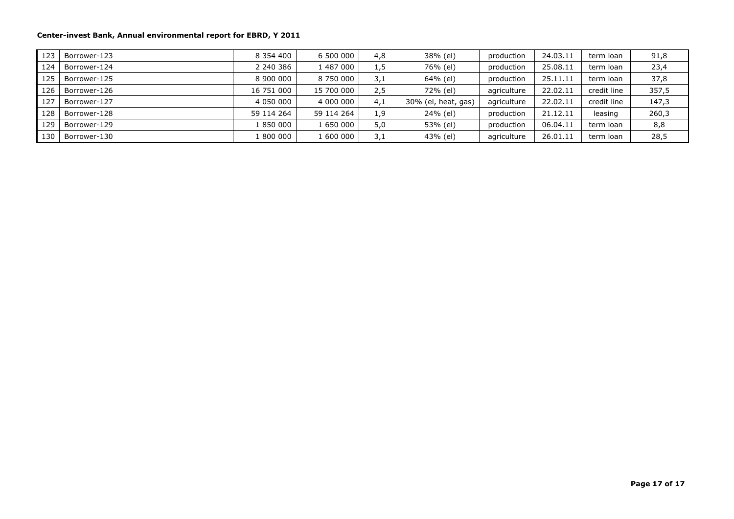**Center-invest Bank, Annual environmental report for EBRD, Y 2011**

| | | | | | | | | | |
|---|---|---|---|---|---|---|---|---|---|
| 123 | Borrower-123 | 8 354 400 | 6 500 000 | 4,8 | 38% (el) | production | 24.03.11 | term loan | 91,8 |
| 124 | Borrower-124 | 2 240 386 | 1 487 000 | 1,5 | 76% (el) | production | 25.08.11 | term loan | 23,4 |
| 125 | Borrower-125 | 8 900 000 | 8 750 000 | 3,1 | 64% (el) | production | 25.11.11 | term loan | 37,8 |
| 126 | Borrower-126 | 16 751 000 | 15 700 000 | 2,5 | 72% (el) | agriculture | 22.02.11 | credit line | 357,5 |
| 127 | Borrower-127 | 4 050 000 | 4 000 000 | 4,1 | 30% (el, heat, gas) | agriculture | 22.02.11 | credit line | 147,3 |
| 128 | Borrower-128 | 59 114 264 | 59 114 264 | 1,9 | 24% (el) | production | 21.12.11 | leasing | 260,3 |
| 129 | Borrower-129 | 1 850 000 | 1 650 000 | 5,0 | 53% (el) | production | 06.04.11 | term loan | 8,8 |
| 130 | Borrower-130 | 1 800 000 | 1 600 000 | 3,1 | 43% (el) | agriculture | 26.01.11 | term loan | 28,5 |